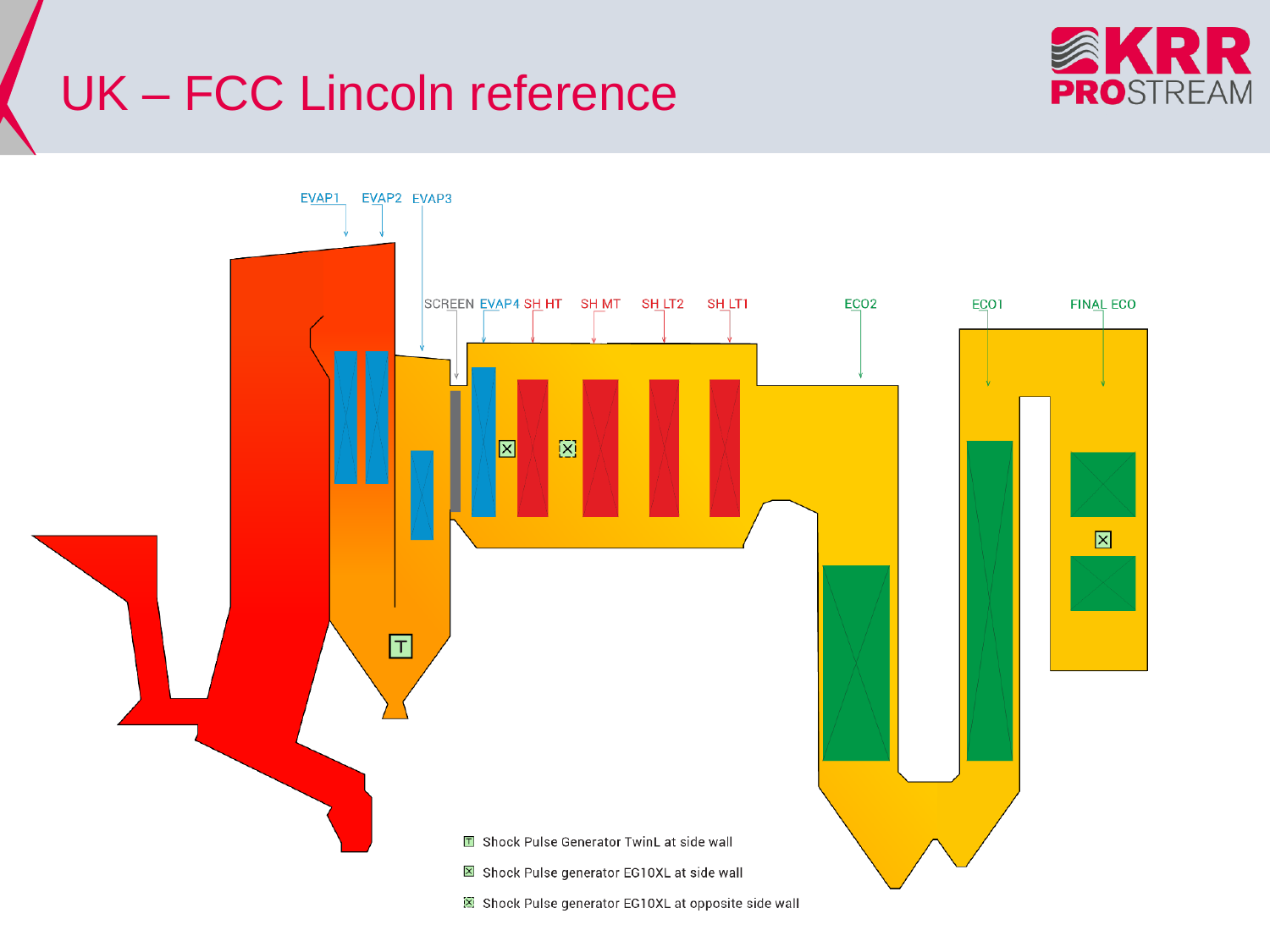# UK – FCC Lincoln reference

EVAP1 EVAP2 EVAP3

SCREEN EVAP4 SH HT SH MT SH LT2 SH LT1 ECO2 ECO1 FINAL ECO

T Shock Pulse Generator TwinL at side wall

☒ Shock Pulse generator EG10XL at side wall

☒ Shock Pulse generator EG10XL at opposite side wall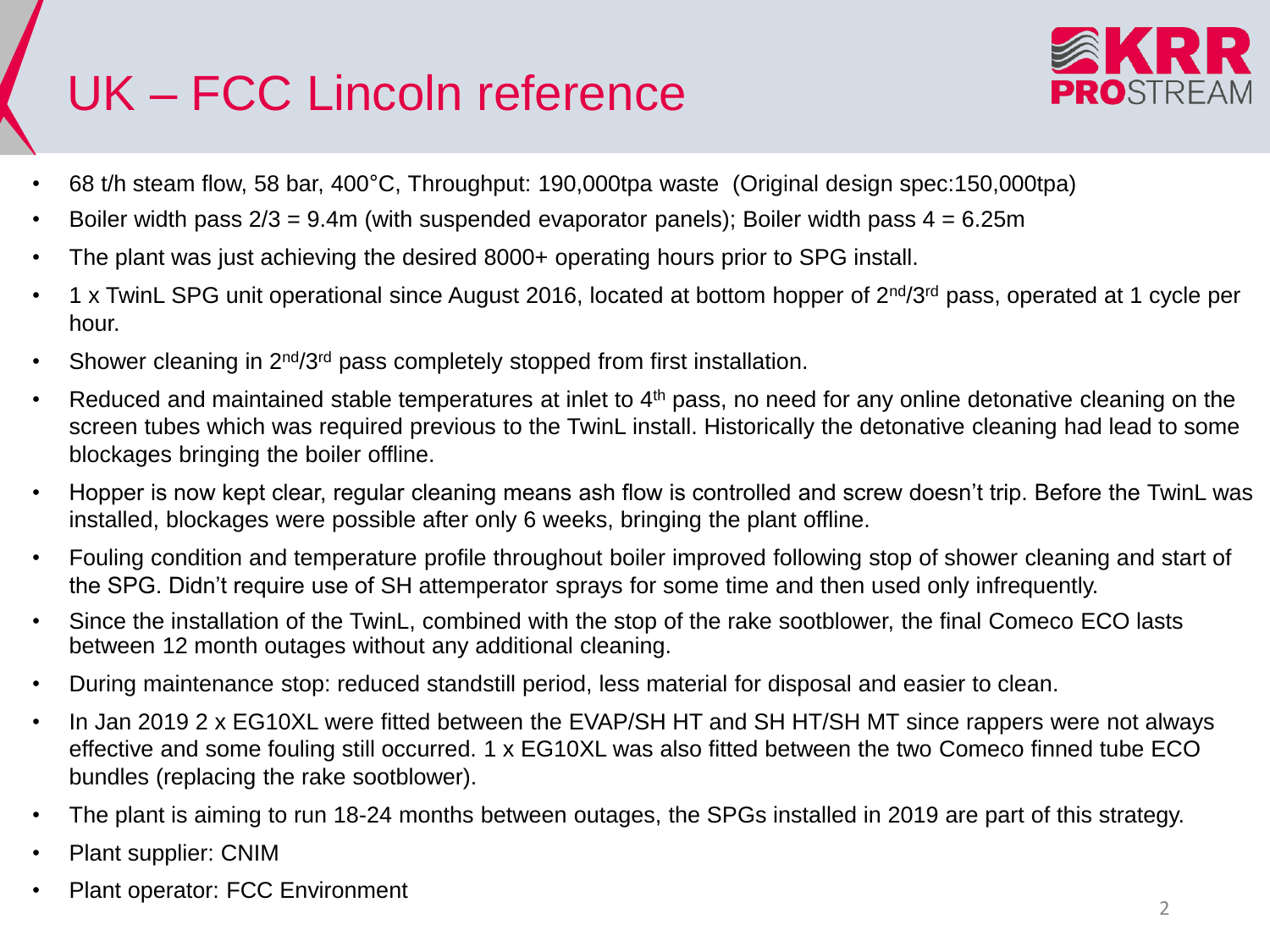# UK – FCC Lincoln reference

- 68 t/h steam flow, 58 bar, 400°C, Throughput: 190,000tpa waste (Original design spec:150,000tpa)
- Boiler width pass 2/3 = 9.4m (with suspended evaporator panels); Boiler width pass 4 = 6.25m
- The plant was just achieving the desired 8000+ operating hours prior to SPG install.
- 1 x TwinL SPG unit operational since August 2016, located at bottom hopper of 2nd/3rd pass, operated at 1 cycle per hour.
- Shower cleaning in 2nd/3rd pass completely stopped from first installation.
- Reduced and maintained stable temperatures at inlet to 4th pass, no need for any online detonative cleaning on the screen tubes which was required previous to the TwinL install. Historically the detonative cleaning had lead to some blockages bringing the boiler offline.
- Hopper is now kept clear, regular cleaning means ash flow is controlled and screw doesn't trip. Before the TwinL was installed, blockages were possible after only 6 weeks, bringing the plant offline.
- Fouling condition and temperature profile throughout boiler improved following stop of shower cleaning and start of the SPG. Didn't require use of SH attemperator sprays for some time and then used only infrequently.
- Since the installation of the TwinL, combined with the stop of the rake sootblower, the final Comeco ECO lasts between 12 month outages without any additional cleaning.
- During maintenance stop: reduced standstill period, less material for disposal and easier to clean.
- In Jan 2019 2 x EG10XL were fitted between the EVAP/SH HT and SH HT/SH MT since rappers were not always effective and some fouling still occurred. 1 x EG10XL was also fitted between the two Comeco finned tube ECO bundles (replacing the rake sootblower).
- The plant is aiming to run 18-24 months between outages, the SPGs installed in 2019 are part of this strategy.
- Plant supplier: CNIM
- Plant operator: FCC Environment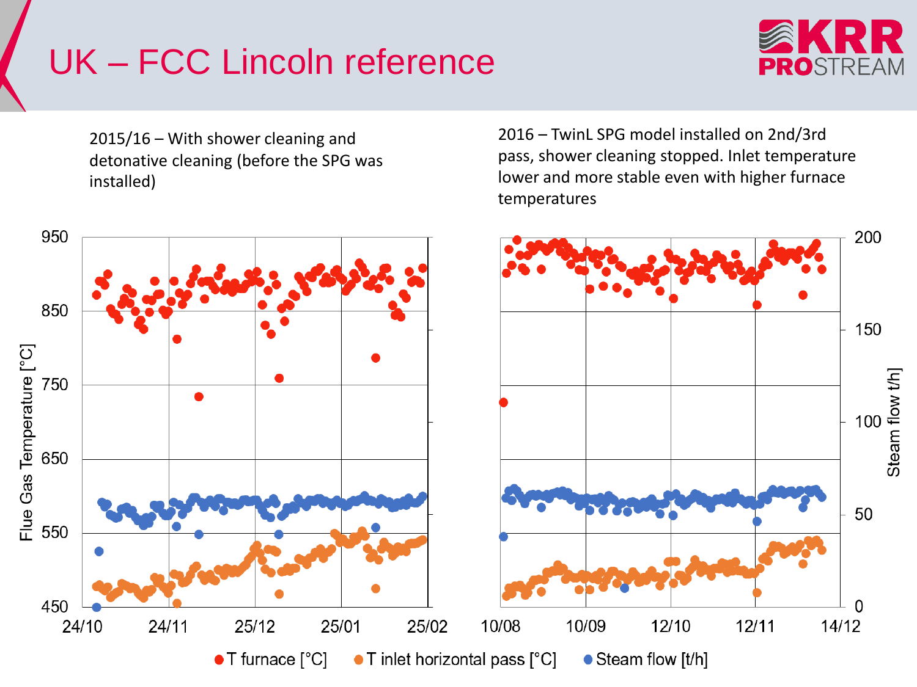# UK – FCC Lincoln reference

2015/16 – With shower cleaning and detonative cleaning (before the SPG was installed)

2016 – TwinL SPG model installed on 2nd/3rd pass, shower cleaning stopped. Inlet temperature lower and more stable even with higher furnace temperatures

Flue Gas Temperature [°C]

Steam flow t/h]

● T furnace [°C] ● T inlet horizontal pass [°C] ● Steam flow [t/h]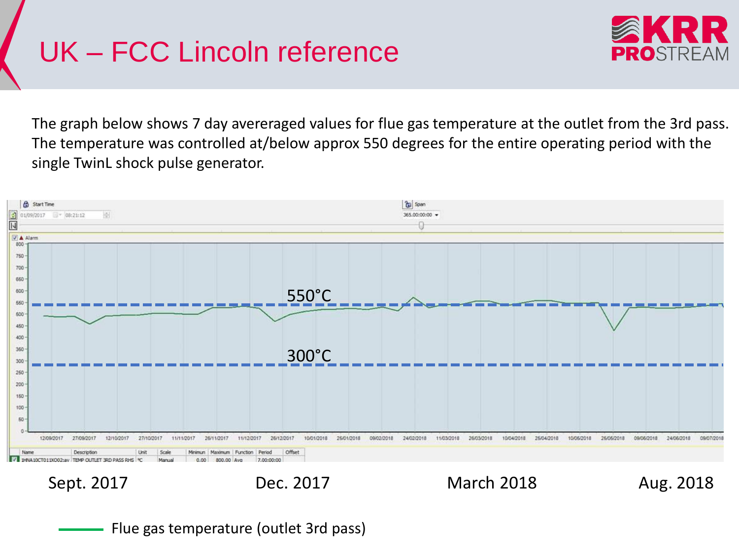# UK – FCC Lincoln reference

The graph below shows 7 day avereraged values for flue gas temperature at the outlet from the 3rd pass. The temperature was controlled at/below approx 550 degrees for the entire operating period with the single TwinL shock pulse generator.

Start Time 01/09/2017 08:21:12

Span 365.00:00:00

Alarm

800
750
700
650
600
550
500
450
400
350
300
250
200
150
100
50
0

550°C

300°C

12/09/2017 27/09/2017 12/10/2017 27/10/2017 11/11/2017 26/11/2017 11/12/2017 26/12/2017 10/01/2018 25/01/2018 09/02/2018 24/02/2018 11/03/2018 26/03/2018 10/04/2018 25/04/2018 10/05/2018 25/05/2018 09/06/2018 24/06/2018 09/07/2018

| Name | Description | Unit | Scale | Minimum | Maximum | Function | Period | Offset |
| --- | --- | --- | --- | --- | --- | --- | --- | --- |
| 1HNA10CT011XQ02:av | TEMP OUTLET 3RD PASS RHS | °C | Manual | 0.00 | 800.00 | Avg | 7.00:00:00 | |

Sept. 2017    Dec. 2017    March 2018    Aug. 2018

Flue gas temperature (outlet 3rd pass)